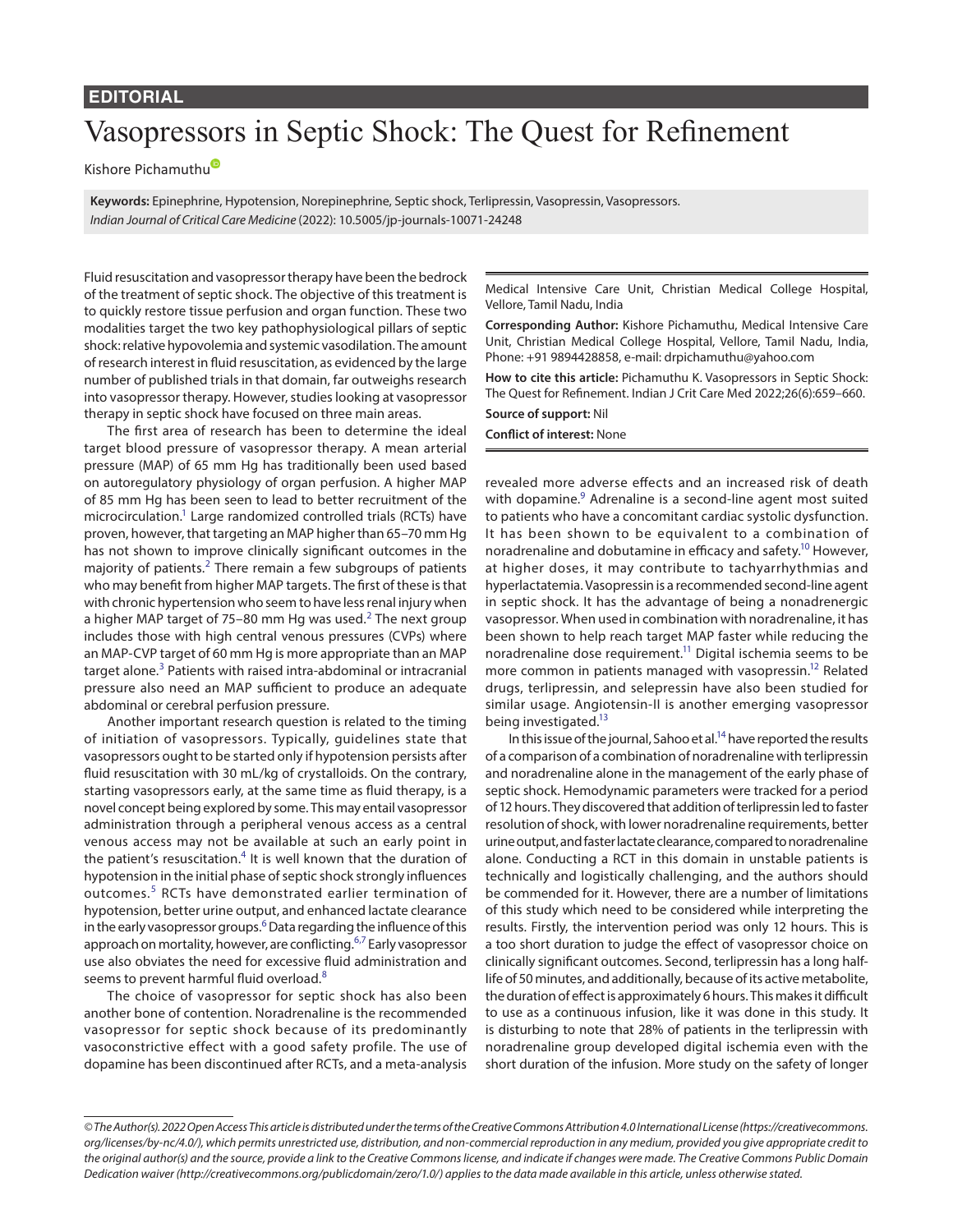EDITORIAL

# Vasopressors in Septic Shock: The Quest for Refinement

Kishore Pichamuthu

**Keywords:** Epinephrine, Hypotension, Norepinephrine, Septic shock, Terlipressin, Vasopressin, Vasopressors.

*Indian Journal of Critical Care Medicine* (2022): 10.5005/jp-journals-10071-24248

Medical Intensive Care Unit, Christian Medical College Hospital, Vellore, Tamil Nadu, India

**Corresponding Author:** Kishore Pichamuthu, Medical Intensive Care Unit, Christian Medical College Hospital, Vellore, Tamil Nadu, India, Phone: +91 9894428858, e-mail: drpichamuthu@yahoo.com

**How to cite this article:** Pichamuthu K. Vasopressors in Septic Shock: The Quest for Refinement. Indian J Crit Care Med 2022;26(6):659–660.

**Source of support:** Nil

**Conflict of interest:** None

Fluid resuscitation and vasopressor therapy have been the bedrock of the treatment of septic shock. The objective of this treatment is to quickly restore tissue perfusion and organ function. These two modalities target the two key pathophysiological pillars of septic shock: relative hypovolemia and systemic vasodilation. The amount of research interest in fluid resuscitation, as evidenced by the large number of published trials in that domain, far outweighs research into vasopressor therapy. However, studies looking at vasopressor therapy in septic shock have focused on three main areas.

The first area of research has been to determine the ideal target blood pressure of vasopressor therapy. A mean arterial pressure (MAP) of 65 mm Hg has traditionally been used based on autoregulatory physiology of organ perfusion. A higher MAP of 85 mm Hg has been seen to lead to better recruitment of the microcirculation.[1] Large randomized controlled trials (RCTs) have proven, however, that targeting an MAP higher than 65–70 mm Hg has not shown to improve clinically significant outcomes in the majority of patients.[2] There remain a few subgroups of patients who may benefit from higher MAP targets. The first of these is that with chronic hypertension who seem to have less renal injury when a higher MAP target of 75–80 mm Hg was used.[2] The next group includes those with high central venous pressures (CVPs) where an MAP-CVP target of 60 mm Hg is more appropriate than an MAP target alone.[3] Patients with raised intra-abdominal or intracranial pressure also need an MAP sufficient to produce an adequate abdominal or cerebral perfusion pressure.

Another important research question is related to the timing of initiation of vasopressors. Typically, guidelines state that vasopressors ought to be started only if hypotension persists after fluid resuscitation with 30 mL/kg of crystalloids. On the contrary, starting vasopressors early, at the same time as fluid therapy, is a novel concept being explored by some. This may entail vasopressor administration through a peripheral venous access as a central venous access may not be available at such an early point in the patient's resuscitation.[4] It is well known that the duration of hypotension in the initial phase of septic shock strongly influences outcomes.[5] RCTs have demonstrated earlier termination of hypotension, better urine output, and enhanced lactate clearance in the early vasopressor groups.[6] Data regarding the influence of this approach on mortality, however, are conflicting.[6,7] Early vasopressor use also obviates the need for excessive fluid administration and seems to prevent harmful fluid overload.[8]

The choice of vasopressor for septic shock has also been another bone of contention. Noradrenaline is the recommended vasopressor for septic shock because of its predominantly vasoconstrictive effect with a good safety profile. The use of dopamine has been discontinued after RCTs, and a meta-analysis revealed more adverse effects and an increased risk of death with dopamine.[9] Adrenaline is a second-line agent most suited to patients who have a concomitant cardiac systolic dysfunction. It has been shown to be equivalent to a combination of noradrenaline and dobutamine in efficacy and safety.[10] However, at higher doses, it may contribute to tachyarrhythmias and hyperlactatemia. Vasopressin is a recommended second-line agent in septic shock. It has the advantage of being a nonadrenergic vasopressor. When used in combination with noradrenaline, it has been shown to help reach target MAP faster while reducing the noradrenaline dose requirement.[11] Digital ischemia seems to be more common in patients managed with vasopressin.[12] Related drugs, terlipressin, and selepressin have also been studied for similar usage. Angiotensin-II is another emerging vasopressor being investigated.[13]

In this issue of the journal, Sahoo et al.[14] have reported the results of a comparison of a combination of noradrenaline with terlipressin and noradrenaline alone in the management of the early phase of septic shock. Hemodynamic parameters were tracked for a period of 12 hours. They discovered that addition of terlipressin led to faster resolution of shock, with lower noradrenaline requirements, better urine output, and faster lactate clearance, compared to noradrenaline alone. Conducting a RCT in this domain in unstable patients is technically and logistically challenging, and the authors should be commended for it. However, there are a number of limitations of this study which need to be considered while interpreting the results. Firstly, the intervention period was only 12 hours. This is a too short duration to judge the effect of vasopressor choice on clinically significant outcomes. Second, terlipressin has a long half-life of 50 minutes, and additionally, because of its active metabolite, the duration of effect is approximately 6 hours. This makes it difficult to use as a continuous infusion, like it was done in this study. It is disturbing to note that 28% of patients in the terlipressin with noradrenaline group developed digital ischemia even with the short duration of the infusion. More study on the safety of longer

*© The Author(s). 2022 Open Access This article is distributed under the terms of the Creative Commons Attribution 4.0 International License (https://creativecommons.org/licenses/by-nc/4.0/), which permits unrestricted use, distribution, and non-commercial reproduction in any medium, provided you give appropriate credit to the original author(s) and the source, provide a link to the Creative Commons license, and indicate if changes were made. The Creative Commons Public Domain Dedication waiver (http://creativecommons.org/publicdomain/zero/1.0/) applies to the data made available in this article, unless otherwise stated.*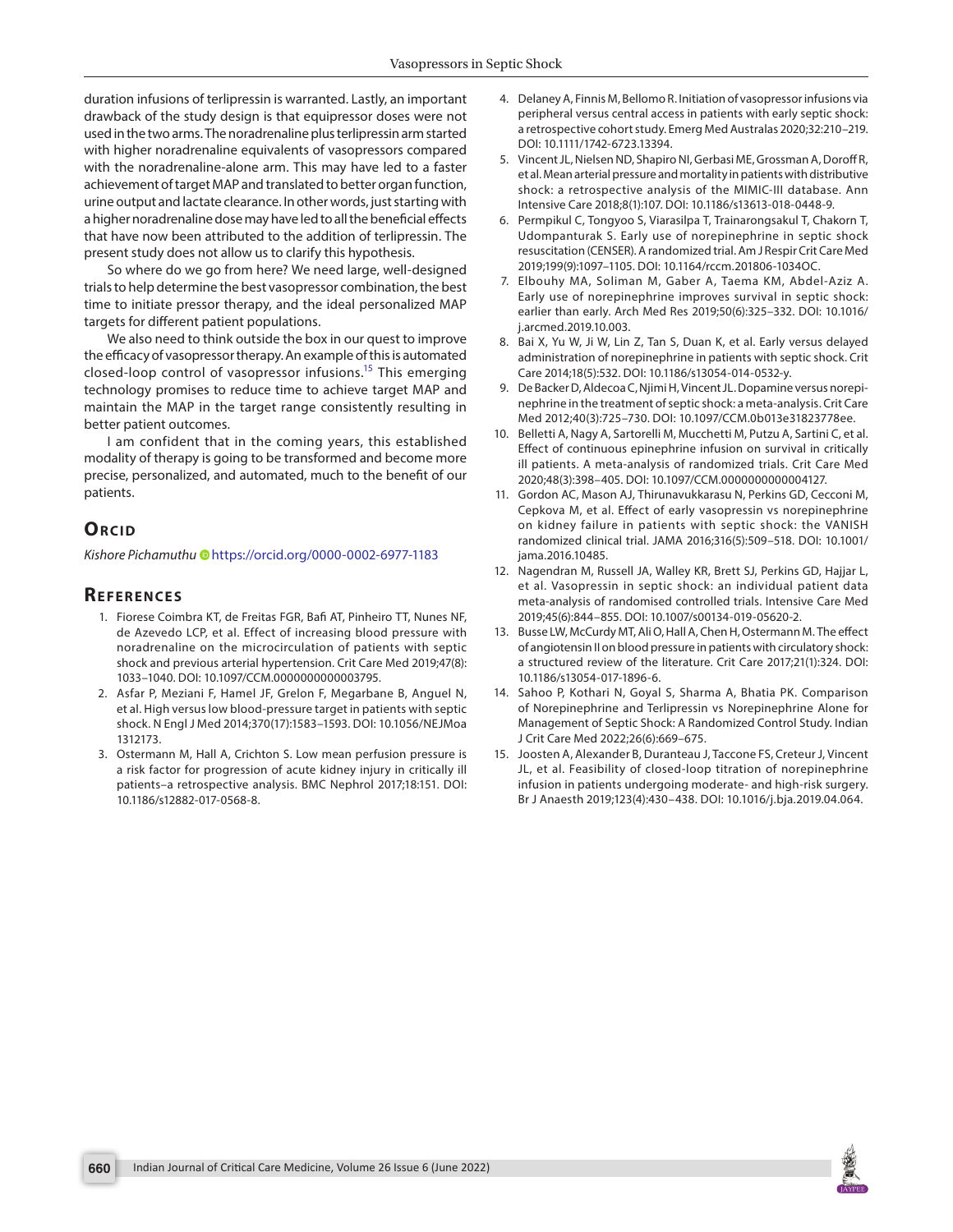duration infusions of terlipressin is warranted. Lastly, an important drawback of the study design is that equipressor doses were not used in the two arms. The noradrenaline plus terlipressin arm started with higher noradrenaline equivalents of vasopressors compared with the noradrenaline-alone arm. This may have led to a faster achievement of target MAP and translated to better organ function, urine output and lactate clearance. In other words, just starting with a higher noradrenaline dose may have led to all the beneficial effects that have now been attributed to the addition of terlipressin. The present study does not allow us to clarify this hypothesis.

So where do we go from here? We need large, well-designed trials to help determine the best vasopressor combination, the best time to initiate pressor therapy, and the ideal personalized MAP targets for different patient populations.

We also need to think outside the box in our quest to improve the efficacy of vasopressor therapy. An example of this is automated closed-loop control of vasopressor infusions.[15] This emerging technology promises to reduce time to achieve target MAP and maintain the MAP in the target range consistently resulting in better patient outcomes.

I am confident that in the coming years, this established modality of therapy is going to be transformed and become more precise, personalized, and automated, much to the benefit of our patients.

## Orcid

*Kishore Pichamuthu* https://orcid.org/0000-0002-6977-1183

## References

1. Fiorese Coimbra KT, de Freitas FGR, Bafi AT, Pinheiro TT, Nunes NF, de Azevedo LCP, et al. Effect of increasing blood pressure with noradrenaline on the microcirculation of patients with septic shock and previous arterial hypertension. Crit Care Med 2019;47(8): 1033–1040. DOI: 10.1097/CCM.0000000000003795.
2. Asfar P, Meziani F, Hamel JF, Grelon F, Megarbane B, Anguel N, et al. High versus low blood-pressure target in patients with septic shock. N Engl J Med 2014;370(17):1583–1593. DOI: 10.1056/NEJMoa 1312173.
3. Ostermann M, Hall A, Crichton S. Low mean perfusion pressure is a risk factor for progression of acute kidney injury in critically ill patients–a retrospective analysis. BMC Nephrol 2017;18:151. DOI: 10.1186/s12882-017-0568-8.
4. Delaney A, Finnis M, Bellomo R. Initiation of vasopressor infusions via peripheral versus central access in patients with early septic shock: a retrospective cohort study. Emerg Med Australas 2020;32:210–219. DOI: 10.1111/1742-6723.13394.
5. Vincent JL, Nielsen ND, Shapiro NI, Gerbasi ME, Grossman A, Doroff R, et al. Mean arterial pressure and mortality in patients with distributive shock: a retrospective analysis of the MIMIC-III database. Ann Intensive Care 2018;8(1):107. DOI: 10.1186/s13613-018-0448-9.
6. Permpikul C, Tongyoo S, Viarasilpa T, Trainarongsakul T, Chakorn T, Udompanturak S. Early use of norepinephrine in septic shock resuscitation (CENSER). A randomized trial. Am J Respir Crit Care Med 2019;199(9):1097–1105. DOI: 10.1164/rccm.201806-1034OC.
7. Elbouhy MA, Soliman M, Gaber A, Taema KM, Abdel-Aziz A. Early use of norepinephrine improves survival in septic shock: earlier than early. Arch Med Res 2019;50(6):325–332. DOI: 10.1016/j.arcmed.2019.10.003.
8. Bai X, Yu W, Ji W, Lin Z, Tan S, Duan K, et al. Early versus delayed administration of norepinephrine in patients with septic shock. Crit Care 2014;18(5):532. DOI: 10.1186/s13054-014-0532-y.
9. De Backer D, Aldecoa C, Njimi H, Vincent JL. Dopamine versus norepinephrine in the treatment of septic shock: a meta-analysis. Crit Care Med 2012;40(3):725–730. DOI: 10.1097/CCM.0b013e31823778ee.
10. Belletti A, Nagy A, Sartorelli M, Mucchetti M, Putzu A, Sartini C, et al. Effect of continuous epinephrine infusion on survival in critically ill patients. A meta-analysis of randomized trials. Crit Care Med 2020;48(3):398–405. DOI: 10.1097/CCM.0000000000004127.
11. Gordon AC, Mason AJ, Thirunavukkarasu N, Perkins GD, Cecconi M, Cepkova M, et al. Effect of early vasopressin vs norepinephrine on kidney failure in patients with septic shock: the VANISH randomized clinical trial. JAMA 2016;316(5):509–518. DOI: 10.1001/jama.2016.10485.
12. Nagendran M, Russell JA, Walley KR, Brett SJ, Perkins GD, Hajjar L, et al. Vasopressin in septic shock: an individual patient data meta-analysis of randomised controlled trials. Intensive Care Med 2019;45(6):844–855. DOI: 10.1007/s00134-019-05620-2.
13. Busse LW, McCurdy MT, Ali O, Hall A, Chen H, Ostermann M. The effect of angiotensin II on blood pressure in patients with circulatory shock: a structured review of the literature. Crit Care 2017;21(1):324. DOI: 10.1186/s13054-017-1896-6.
14. Sahoo P, Kothari N, Goyal S, Sharma A, Bhatia PK. Comparison of Norepinephrine and Terlipressin vs Norepinephrine Alone for Management of Septic Shock: A Randomized Control Study. Indian J Crit Care Med 2022;26(6):669–675.
15. Joosten A, Alexander B, Duranteau J, Taccone FS, Creteur J, Vincent JL, et al. Feasibility of closed-loop titration of norepinephrine infusion in patients undergoing moderate- and high-risk surgery. Br J Anaesth 2019;123(4):430–438. DOI: 10.1016/j.bja.2019.04.064.